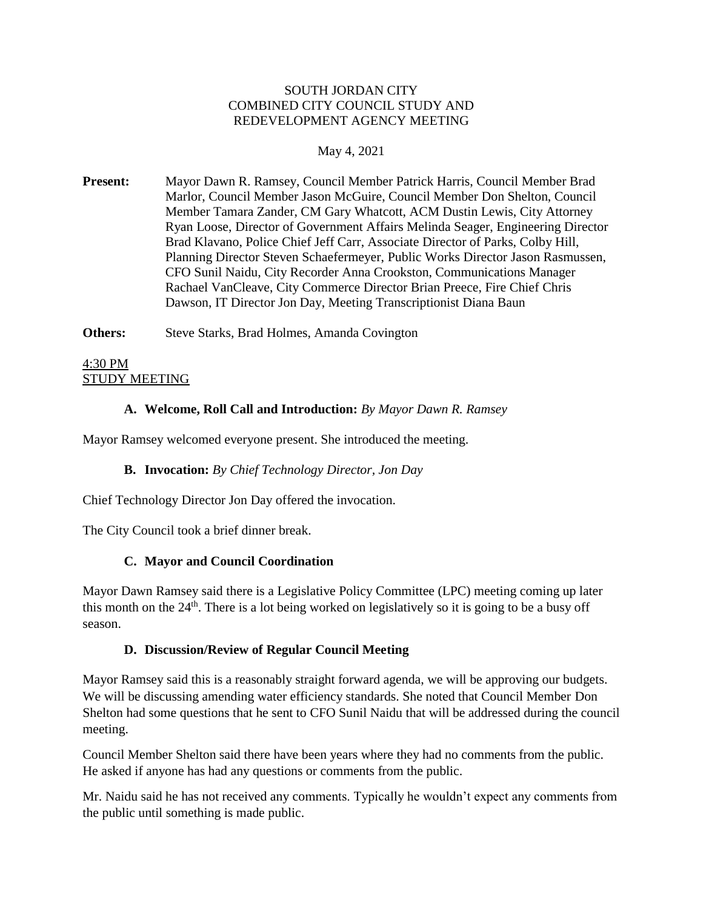SOUTH JORDAN CITY
COMBINED CITY COUNCIL STUDY AND
REDEVELOPMENT AGENCY MEETING

May 4, 2021

**Present:** Mayor Dawn R. Ramsey, Council Member Patrick Harris, Council Member Brad Marlor, Council Member Jason McGuire, Council Member Don Shelton, Council Member Tamara Zander, CM Gary Whatcott, ACM Dustin Lewis, City Attorney Ryan Loose, Director of Government Affairs Melinda Seager, Engineering Director Brad Klavano, Police Chief Jeff Carr, Associate Director of Parks, Colby Hill, Planning Director Steven Schaefermeyer, Public Works Director Jason Rasmussen, CFO Sunil Naidu, City Recorder Anna Crookston, Communications Manager Rachael VanCleave, City Commerce Director Brian Preece, Fire Chief Chris Dawson, IT Director Jon Day, Meeting Transcriptionist Diana Baun

**Others:** Steve Starks, Brad Holmes, Amanda Covington

4:30 PM
STUDY MEETING

**A. Welcome, Roll Call and Introduction:** *By Mayor Dawn R. Ramsey*

Mayor Ramsey welcomed everyone present. She introduced the meeting.

**B. Invocation:** *By Chief Technology Director, Jon Day*

Chief Technology Director Jon Day offered the invocation.

The City Council took a brief dinner break.

**C. Mayor and Council Coordination**

Mayor Dawn Ramsey said there is a Legislative Policy Committee (LPC) meeting coming up later this month on the 24th. There is a lot being worked on legislatively so it is going to be a busy off season.

**D. Discussion/Review of Regular Council Meeting**

Mayor Ramsey said this is a reasonably straight forward agenda, we will be approving our budgets. We will be discussing amending water efficiency standards. She noted that Council Member Don Shelton had some questions that he sent to CFO Sunil Naidu that will be addressed during the council meeting.

Council Member Shelton said there have been years where they had no comments from the public. He asked if anyone has had any questions or comments from the public.

Mr. Naidu said he has not received any comments. Typically he wouldn't expect any comments from the public until something is made public.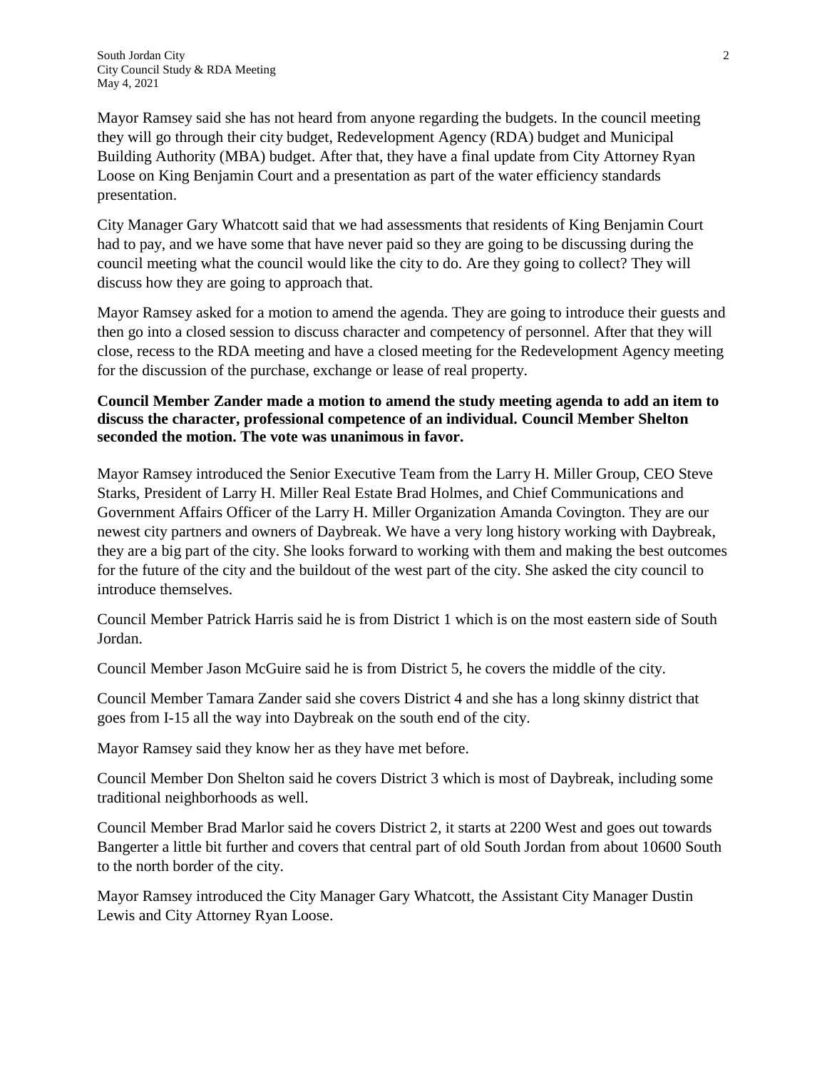Mayor Ramsey said she has not heard from anyone regarding the budgets. In the council meeting they will go through their city budget, Redevelopment Agency (RDA) budget and Municipal Building Authority (MBA) budget. After that, they have a final update from City Attorney Ryan Loose on King Benjamin Court and a presentation as part of the water efficiency standards presentation.

City Manager Gary Whatcott said that we had assessments that residents of King Benjamin Court had to pay, and we have some that have never paid so they are going to be discussing during the council meeting what the council would like the city to do. Are they going to collect? They will discuss how they are going to approach that.

Mayor Ramsey asked for a motion to amend the agenda. They are going to introduce their guests and then go into a closed session to discuss character and competency of personnel. After that they will close, recess to the RDA meeting and have a closed meeting for the Redevelopment Agency meeting for the discussion of the purchase, exchange or lease of real property.

**Council Member Zander made a motion to amend the study meeting agenda to add an item to discuss the character, professional competence of an individual. Council Member Shelton seconded the motion. The vote was unanimous in favor.**

Mayor Ramsey introduced the Senior Executive Team from the Larry H. Miller Group, CEO Steve Starks, President of Larry H. Miller Real Estate Brad Holmes, and Chief Communications and Government Affairs Officer of the Larry H. Miller Organization Amanda Covington. They are our newest city partners and owners of Daybreak. We have a very long history working with Daybreak, they are a big part of the city. She looks forward to working with them and making the best outcomes for the future of the city and the buildout of the west part of the city. She asked the city council to introduce themselves.

Council Member Patrick Harris said he is from District 1 which is on the most eastern side of South Jordan.

Council Member Jason McGuire said he is from District 5, he covers the middle of the city.

Council Member Tamara Zander said she covers District 4 and she has a long skinny district that goes from I-15 all the way into Daybreak on the south end of the city.

Mayor Ramsey said they know her as they have met before.

Council Member Don Shelton said he covers District 3 which is most of Daybreak, including some traditional neighborhoods as well.

Council Member Brad Marlor said he covers District 2, it starts at 2200 West and goes out towards Bangerter a little bit further and covers that central part of old South Jordan from about 10600 South to the north border of the city.

Mayor Ramsey introduced the City Manager Gary Whatcott, the Assistant City Manager Dustin Lewis and City Attorney Ryan Loose.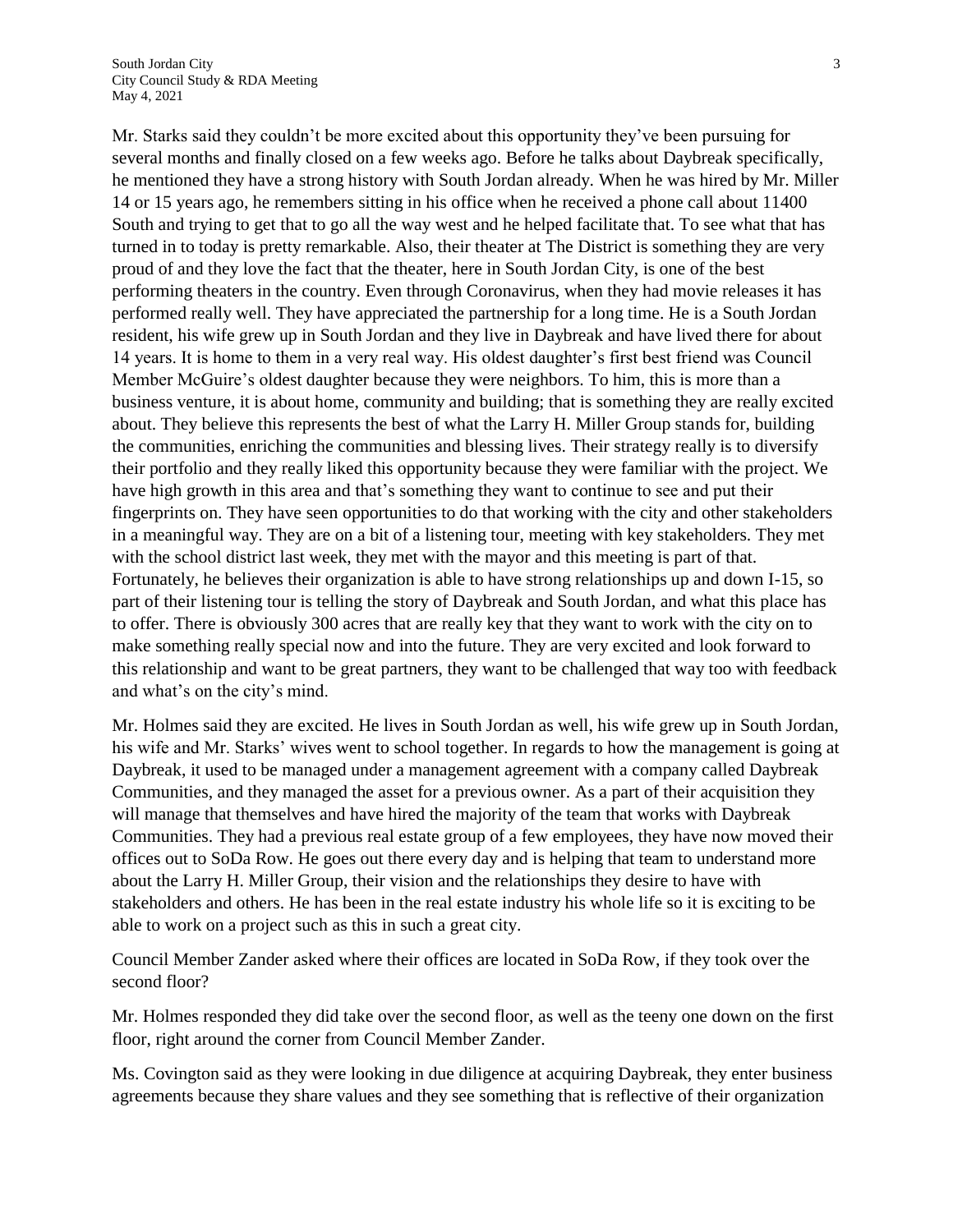Mr. Starks said they couldn't be more excited about this opportunity they've been pursuing for several months and finally closed on a few weeks ago. Before he talks about Daybreak specifically, he mentioned they have a strong history with South Jordan already. When he was hired by Mr. Miller 14 or 15 years ago, he remembers sitting in his office when he received a phone call about 11400 South and trying to get that to go all the way west and he helped facilitate that. To see what that has turned in to today is pretty remarkable. Also, their theater at The District is something they are very proud of and they love the fact that the theater, here in South Jordan City, is one of the best performing theaters in the country. Even through Coronavirus, when they had movie releases it has performed really well. They have appreciated the partnership for a long time. He is a South Jordan resident, his wife grew up in South Jordan and they live in Daybreak and have lived there for about 14 years. It is home to them in a very real way. His oldest daughter's first best friend was Council Member McGuire's oldest daughter because they were neighbors. To him, this is more than a business venture, it is about home, community and building; that is something they are really excited about. They believe this represents the best of what the Larry H. Miller Group stands for, building the communities, enriching the communities and blessing lives. Their strategy really is to diversify their portfolio and they really liked this opportunity because they were familiar with the project. We have high growth in this area and that's something they want to continue to see and put their fingerprints on. They have seen opportunities to do that working with the city and other stakeholders in a meaningful way. They are on a bit of a listening tour, meeting with key stakeholders. They met with the school district last week, they met with the mayor and this meeting is part of that. Fortunately, he believes their organization is able to have strong relationships up and down I-15, so part of their listening tour is telling the story of Daybreak and South Jordan, and what this place has to offer. There is obviously 300 acres that are really key that they want to work with the city on to make something really special now and into the future. They are very excited and look forward to this relationship and want to be great partners, they want to be challenged that way too with feedback and what's on the city's mind.

Mr. Holmes said they are excited. He lives in South Jordan as well, his wife grew up in South Jordan, his wife and Mr. Starks' wives went to school together. In regards to how the management is going at Daybreak, it used to be managed under a management agreement with a company called Daybreak Communities, and they managed the asset for a previous owner. As a part of their acquisition they will manage that themselves and have hired the majority of the team that works with Daybreak Communities. They had a previous real estate group of a few employees, they have now moved their offices out to SoDa Row. He goes out there every day and is helping that team to understand more about the Larry H. Miller Group, their vision and the relationships they desire to have with stakeholders and others. He has been in the real estate industry his whole life so it is exciting to be able to work on a project such as this in such a great city.

Council Member Zander asked where their offices are located in SoDa Row, if they took over the second floor?

Mr. Holmes responded they did take over the second floor, as well as the teeny one down on the first floor, right around the corner from Council Member Zander.

Ms. Covington said as they were looking in due diligence at acquiring Daybreak, they enter business agreements because they share values and they see something that is reflective of their organization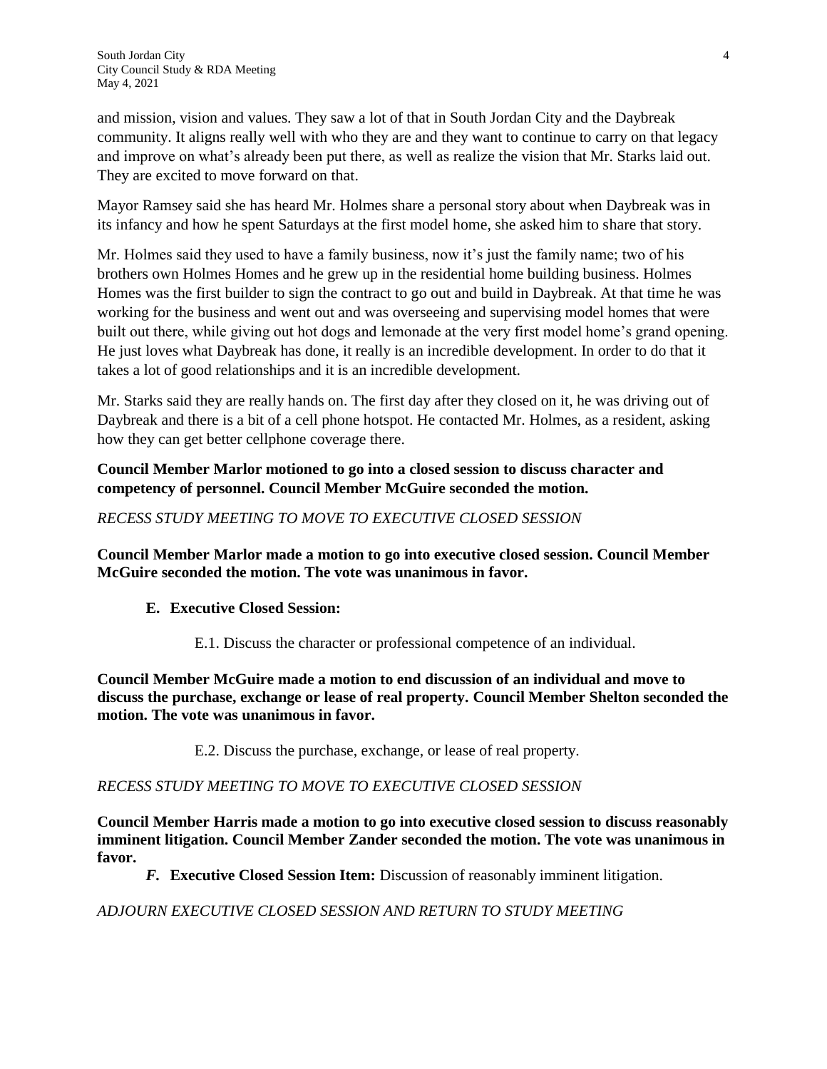and mission, vision and values. They saw a lot of that in South Jordan City and the Daybreak community. It aligns really well with who they are and they want to continue to carry on that legacy and improve on what's already been put there, as well as realize the vision that Mr. Starks laid out. They are excited to move forward on that.

Mayor Ramsey said she has heard Mr. Holmes share a personal story about when Daybreak was in its infancy and how he spent Saturdays at the first model home, she asked him to share that story.

Mr. Holmes said they used to have a family business, now it's just the family name; two of his brothers own Holmes Homes and he grew up in the residential home building business. Holmes Homes was the first builder to sign the contract to go out and build in Daybreak. At that time he was working for the business and went out and was overseeing and supervising model homes that were built out there, while giving out hot dogs and lemonade at the very first model home's grand opening. He just loves what Daybreak has done, it really is an incredible development. In order to do that it takes a lot of good relationships and it is an incredible development.

Mr. Starks said they are really hands on. The first day after they closed on it, he was driving out of Daybreak and there is a bit of a cell phone hotspot. He contacted Mr. Holmes, as a resident, asking how they can get better cellphone coverage there.

**Council Member Marlor motioned to go into a closed session to discuss character and competency of personnel. Council Member McGuire seconded the motion.**

*RECESS STUDY MEETING TO MOVE TO EXECUTIVE CLOSED SESSION*

**Council Member Marlor made a motion to go into executive closed session. Council Member McGuire seconded the motion. The vote was unanimous in favor.**

**E. Executive Closed Session:**

E.1. Discuss the character or professional competence of an individual.

**Council Member McGuire made a motion to end discussion of an individual and move to discuss the purchase, exchange or lease of real property. Council Member Shelton seconded the motion. The vote was unanimous in favor.**

E.2. Discuss the purchase, exchange, or lease of real property.

*RECESS STUDY MEETING TO MOVE TO EXECUTIVE CLOSED SESSION*

**Council Member Harris made a motion to go into executive closed session to discuss reasonably imminent litigation. Council Member Zander seconded the motion. The vote was unanimous in favor.**

***F.* Executive Closed Session Item:** Discussion of reasonably imminent litigation.

*ADJOURN EXECUTIVE CLOSED SESSION AND RETURN TO STUDY MEETING*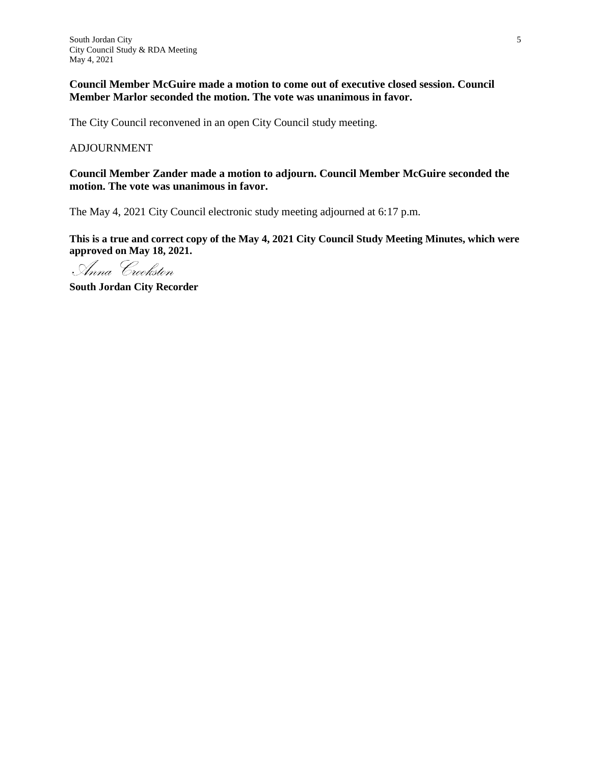**Council Member McGuire made a motion to come out of executive closed session. Council Member Marlor seconded the motion. The vote was unanimous in favor.**

The City Council reconvened in an open City Council study meeting.

ADJOURNMENT

**Council Member Zander made a motion to adjourn. Council Member McGuire seconded the motion. The vote was unanimous in favor.**

The May 4, 2021 City Council electronic study meeting adjourned at 6:17 p.m.

**This is a true and correct copy of the May 4, 2021 City Council Study Meeting Minutes, which were approved on May 18, 2021.**

*Anna Crookston*

**South Jordan City Recorder**